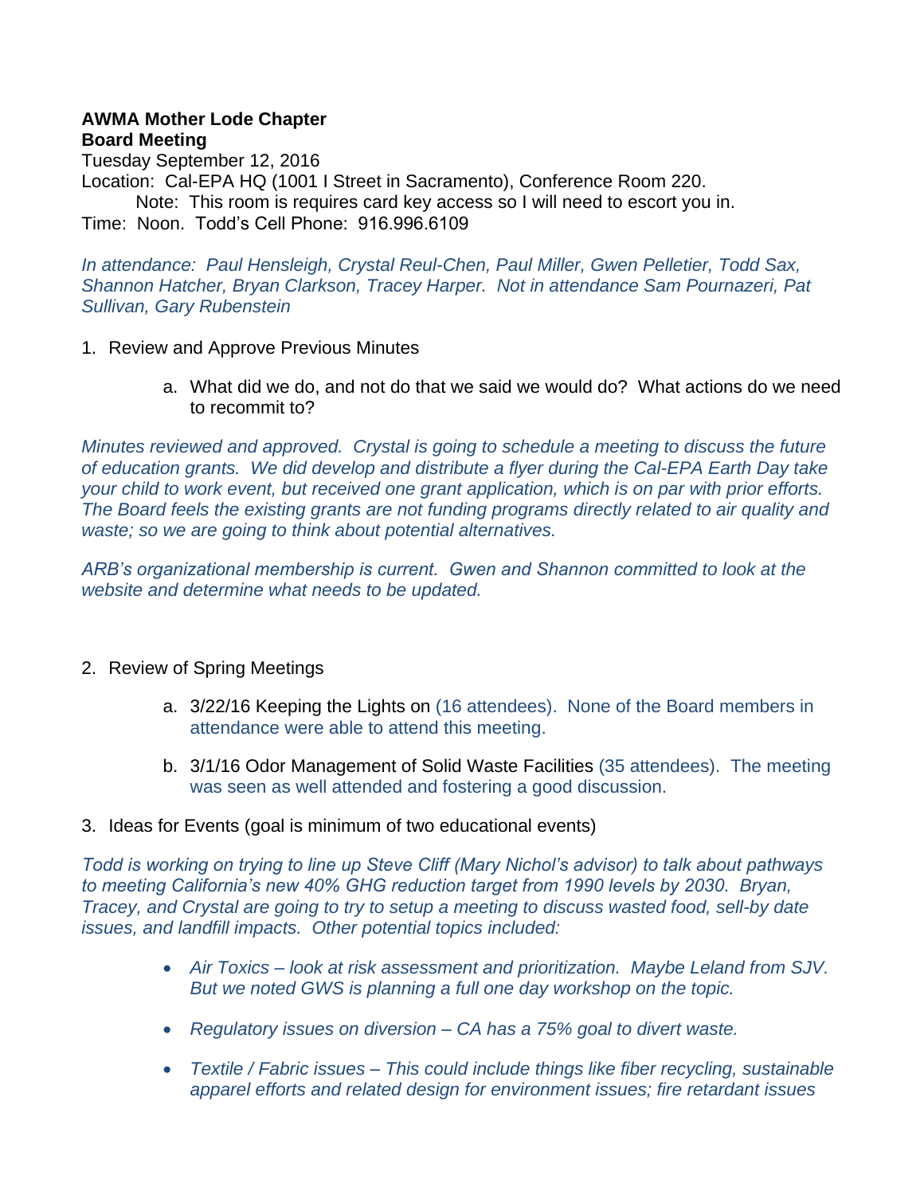**AWMA Mother Lode Chapter**
**Board Meeting**

Tuesday September 12, 2016

Location: Cal-EPA HQ (1001 I Street in Sacramento), Conference Room 220.

Note: This room is requires card key access so I will need to escort you in.

Time: Noon. Todd's Cell Phone: 916.996.6109

*In attendance: Paul Hensleigh, Crystal Reul-Chen, Paul Miller, Gwen Pelletier, Todd Sax, Shannon Hatcher, Bryan Clarkson, Tracey Harper. Not in attendance Sam Pournazeri, Pat Sullivan, Gary Rubenstein*

1. Review and Approve Previous Minutes
   a. What did we do, and not do that we said we would do? What actions do we need to recommit to?

*Minutes reviewed and approved. Crystal is going to schedule a meeting to discuss the future of education grants. We did develop and distribute a flyer during the Cal-EPA Earth Day take your child to work event, but received one grant application, which is on par with prior efforts. The Board feels the existing grants are not funding programs directly related to air quality and waste; so we are going to think about potential alternatives.*

*ARB's organizational membership is current. Gwen and Shannon committed to look at the website and determine what needs to be updated.*

2. Review of Spring Meetings
   a. 3/22/16 Keeping the Lights on (16 attendees). None of the Board members in attendance were able to attend this meeting.
   b. 3/1/16 Odor Management of Solid Waste Facilities (35 attendees). The meeting was seen as well attended and fostering a good discussion.

3. Ideas for Events (goal is minimum of two educational events)

*Todd is working on trying to line up Steve Cliff (Mary Nichol's advisor) to talk about pathways to meeting California's new 40% GHG reduction target from 1990 levels by 2030. Bryan, Tracey, and Crystal are going to try to setup a meeting to discuss wasted food, sell-by date issues, and landfill impacts. Other potential topics included:*

- *Air Toxics – look at risk assessment and prioritization. Maybe Leland from SJV. But we noted GWS is planning a full one day workshop on the topic.*
- *Regulatory issues on diversion – CA has a 75% goal to divert waste.*
- *Textile / Fabric issues – This could include things like fiber recycling, sustainable apparel efforts and related design for environment issues; fire retardant issues*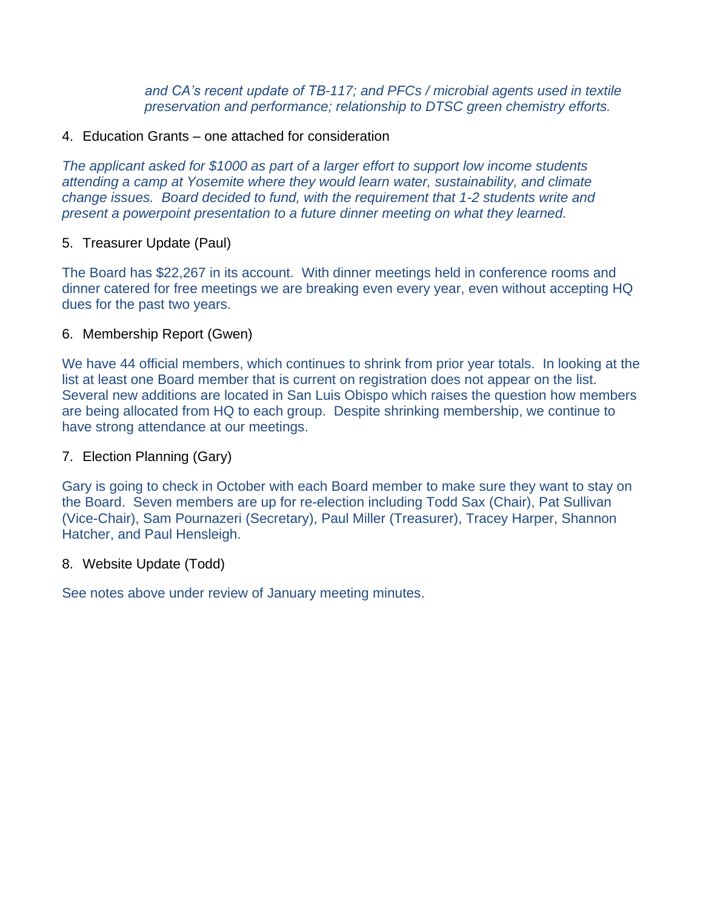*and CA's recent update of TB-117; and PFCs / microbial agents used in textile preservation and performance; relationship to DTSC green chemistry efforts.*

4. Education Grants – one attached for consideration

*The applicant asked for $1000 as part of a larger effort to support low income students attending a camp at Yosemite where they would learn water, sustainability, and climate change issues. Board decided to fund, with the requirement that 1-2 students write and present a powerpoint presentation to a future dinner meeting on what they learned.*

5. Treasurer Update (Paul)

The Board has $22,267 in its account. With dinner meetings held in conference rooms and dinner catered for free meetings we are breaking even every year, even without accepting HQ dues for the past two years.

6. Membership Report (Gwen)

We have 44 official members, which continues to shrink from prior year totals. In looking at the list at least one Board member that is current on registration does not appear on the list. Several new additions are located in San Luis Obispo which raises the question how members are being allocated from HQ to each group. Despite shrinking membership, we continue to have strong attendance at our meetings.

7. Election Planning (Gary)

Gary is going to check in October with each Board member to make sure they want to stay on the Board. Seven members are up for re-election including Todd Sax (Chair), Pat Sullivan (Vice-Chair), Sam Pournazeri (Secretary), Paul Miller (Treasurer), Tracey Harper, Shannon Hatcher, and Paul Hensleigh.

8. Website Update (Todd)

See notes above under review of January meeting minutes.